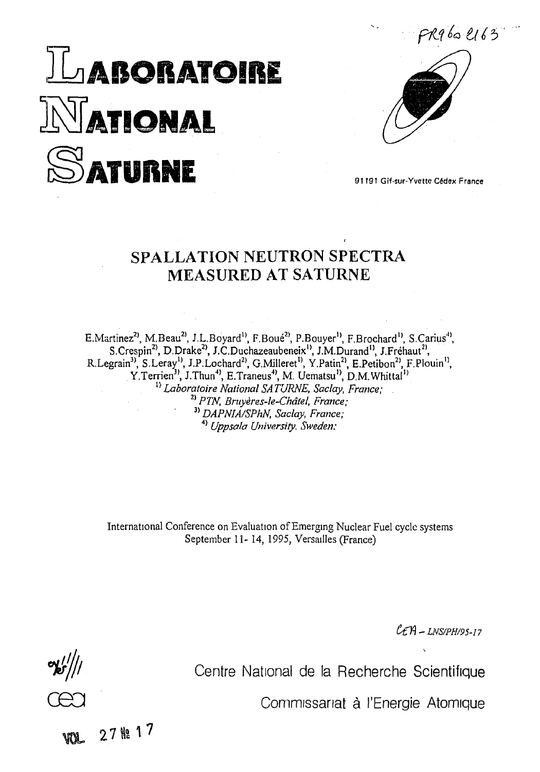FR9600163

# LABORATOIRE NATIONAL SATURNE

91191 Gif-sur-Yvette Cédex France

## SPALLATION NEUTRON SPECTRA MEASURED AT SATURNE

E.Martinez[2], M.Beau[2], J.L.Boyard[1], F.Boué[2], P.Bouyer[1], F.Brochard[1], S.Carius[4], S.Crespin[2], D.Drake[2], J.C.Duchazeaubeneix[1], J.M.Durand[1], J.Fréhaut[2], R.Legrain[3], S.Leray[1], J.P.Lochard[2], G.Milleret[1], Y.Patin[2], E.Petibon[2], F.Plouin[1], Y.Terrien[3], J.Thun[4], E.Traneus[4], M. Uematsu[1], D.M.Whittal[1]

[1] *Laboratoire National SATURNE, Saclay, France;*
[2] *PTN, Bruyères-le-Châtel, France;*
[3] *DAPNIA/SPhN, Saclay, France;*
[4] *Uppsala University, Sweden:*

International Conference on Evaluation of Emerging Nuclear Fuel cycle systems
September 11- 14, 1995, Versailles (France)

CEA - LNS/PH/95-17

Centre National de la Recherche Scientifique

Commissariat à l'Energie Atomique

VOL 27 № 17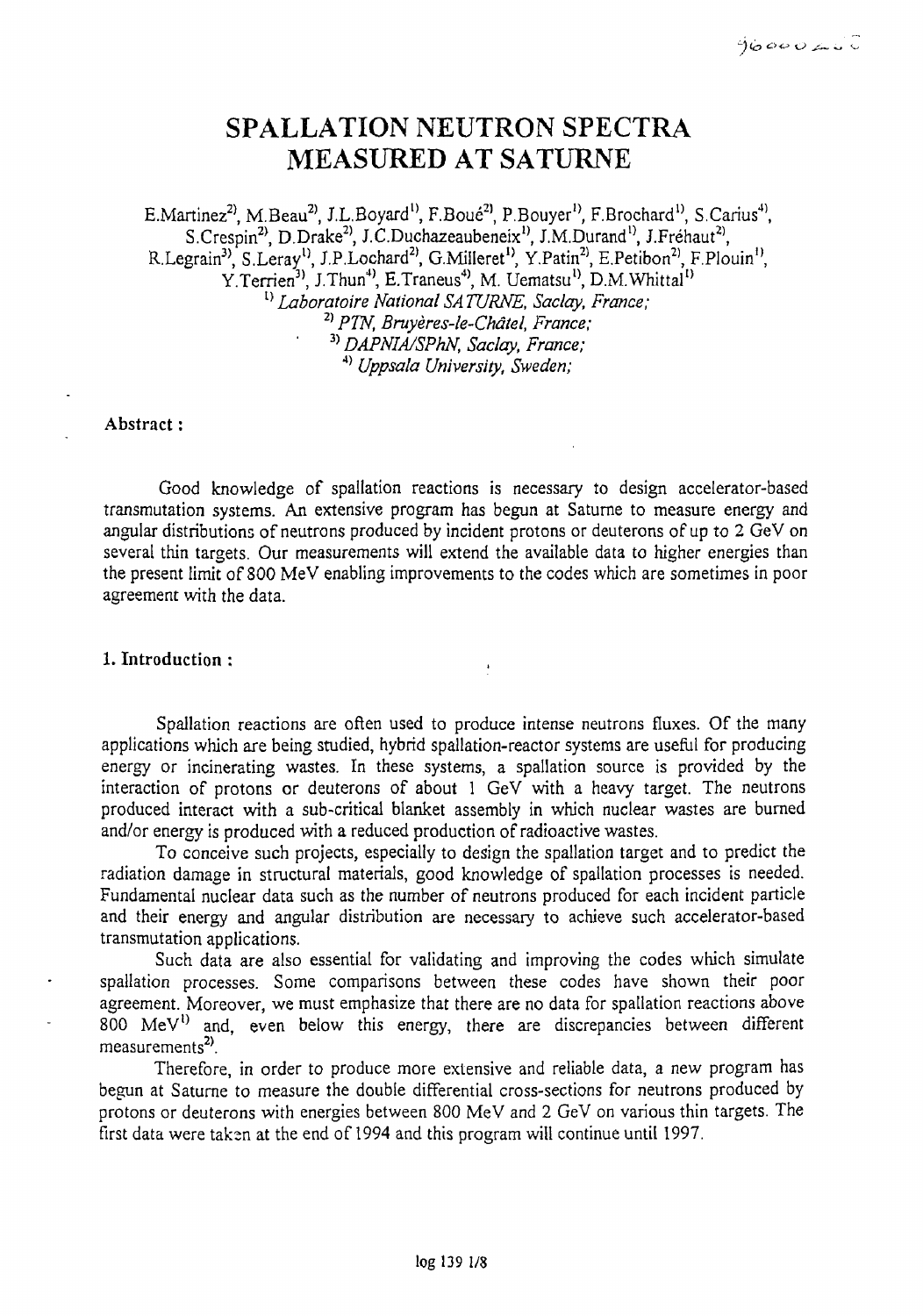# SPALLATION NEUTRON SPECTRA MEASURED AT SATURNE

E.Martinez[2], M.Beau[2], J.L.Boyard[1], F.Boué[2], P.Bouyer[1], F.Brochard[1], S.Carius[4], S.Crespin[2], D.Drake[2], J.C.Duchazeaubeneix[1], J.M.Durand[1], J.Fréhaut[2], R.Legrain[3], S.Leray[1], J.P.Lochard[2], G.Milleret[1], Y.Patin[2], E.Petibon[2], F.Plouin[1], Y.Terrien[3], J.Thun[4], E.Traneus[4], M. Uematsu[1], D.M.Whittal[1]

[1] *Laboratoire National SATURNE, Saclay, France;*
[2] *PTN, Bruyères-le-Châtel, France;*
[3] *DAPNIA/SPhN, Saclay, France;*
[4] *Uppsala University, Sweden;*

**Abstract :**

Good knowledge of spallation reactions is necessary to design accelerator-based transmutation systems. An extensive program has begun at Saturne to measure energy and angular distributions of neutrons produced by incident protons or deuterons of up to 2 GeV on several thin targets. Our measurements will extend the available data to higher energies than the present limit of 800 MeV enabling improvements to the codes which are sometimes in poor agreement with the data.

## 1. Introduction :

Spallation reactions are often used to produce intense neutrons fluxes. Of the many applications which are being studied, hybrid spallation-reactor systems are useful for producing energy or incinerating wastes. In these systems, a spallation source is provided by the interaction of protons or deuterons of about 1 GeV with a heavy target. The neutrons produced interact with a sub-critical blanket assembly in which nuclear wastes are burned and/or energy is produced with a reduced production of radioactive wastes.

To conceive such projects, especially to design the spallation target and to predict the radiation damage in structural materials, good knowledge of spallation processes is needed. Fundamental nuclear data such as the number of neutrons produced for each incident particle and their energy and angular distribution are necessary to achieve such accelerator-based transmutation applications.

Such data are also essential for validating and improving the codes which simulate spallation processes. Some comparisons between these codes have shown their poor agreement. Moreover, we must emphasize that there are no data for spallation reactions above 800 MeV[1] and, even below this energy, there are discrepancies between different measurements[2].

Therefore, in order to produce more extensive and reliable data, a new program has begun at Saturne to measure the double differential cross-sections for neutrons produced by protons or deuterons with energies between 800 MeV and 2 GeV on various thin targets. The first data were taken at the end of 1994 and this program will continue until 1997.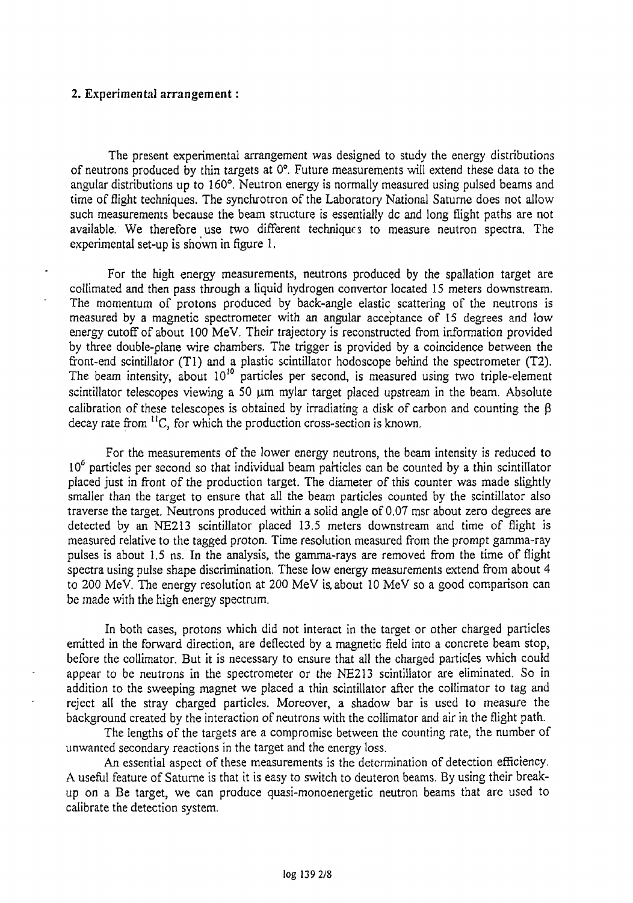## 2. Experimental arrangement :

The present experimental arrangement was designed to study the energy distributions of neutrons produced by thin targets at 0°. Future measurements will extend these data to the angular distributions up to 160°. Neutron energy is normally measured using pulsed beams and time of flight techniques. The synchrotron of the Laboratory National Saturne does not allow such measurements because the beam structure is essentially dc and long flight paths are not available. We therefore use two different techniques to measure neutron spectra. The experimental set-up is shown in figure 1.

For the high energy measurements, neutrons produced by the spallation target are collimated and then pass through a liquid hydrogen convertor located 15 meters downstream. The momentum of protons produced by back-angle elastic scattering of the neutrons is measured by a magnetic spectrometer with an angular acceptance of 15 degrees and low energy cutoff of about 100 MeV. Their trajectory is reconstructed from information provided by three double-plane wire chambers. The trigger is provided by a coincidence between the front-end scintillator (T1) and a plastic scintillator hodoscope behind the spectrometer (T2). The beam intensity, about $10^{10}$ particles per second, is measured using two triple-element scintillator telescopes viewing a 50 μm mylar target placed upstream in the beam. Absolute calibration of these telescopes is obtained by irradiating a disk of carbon and counting the β decay rate from $^{11}C$, for which the production cross-section is known.

For the measurements of the lower energy neutrons, the beam intensity is reduced to $10^6$ particles per second so that individual beam particles can be counted by a thin scintillator placed just in front of the production target. The diameter of this counter was made slightly smaller than the target to ensure that all the beam particles counted by the scintillator also traverse the target. Neutrons produced within a solid angle of 0.07 msr about zero degrees are detected by an NE213 scintillator placed 13.5 meters downstream and time of flight is measured relative to the tagged proton. Time resolution measured from the prompt gamma-ray pulses is about 1.5 ns. In the analysis, the gamma-rays are removed from the time of flight spectra using pulse shape discrimination. These low energy measurements extend from about 4 to 200 MeV. The energy resolution at 200 MeV is about 10 MeV so a good comparison can be made with the high energy spectrum.

In both cases, protons which did not interact in the target or other charged particles emitted in the forward direction, are deflected by a magnetic field into a concrete beam stop, before the collimator. But it is necessary to ensure that all the charged particles which could appear to be neutrons in the spectrometer or the NE213 scintillator are eliminated. So in addition to the sweeping magnet we placed a thin scintillator after the collimator to tag and reject all the stray charged particles. Moreover, a shadow bar is used to measure the background created by the interaction of neutrons with the collimator and air in the flight path.

The lengths of the targets are a compromise between the counting rate, the number of unwanted secondary reactions in the target and the energy loss.

An essential aspect of these measurements is the determination of detection efficiency. A useful feature of Saturne is that it is easy to switch to deuteron beams. By using their break-up on a Be target, we can produce quasi-monoenergetic neutron beams that are used to calibrate the detection system.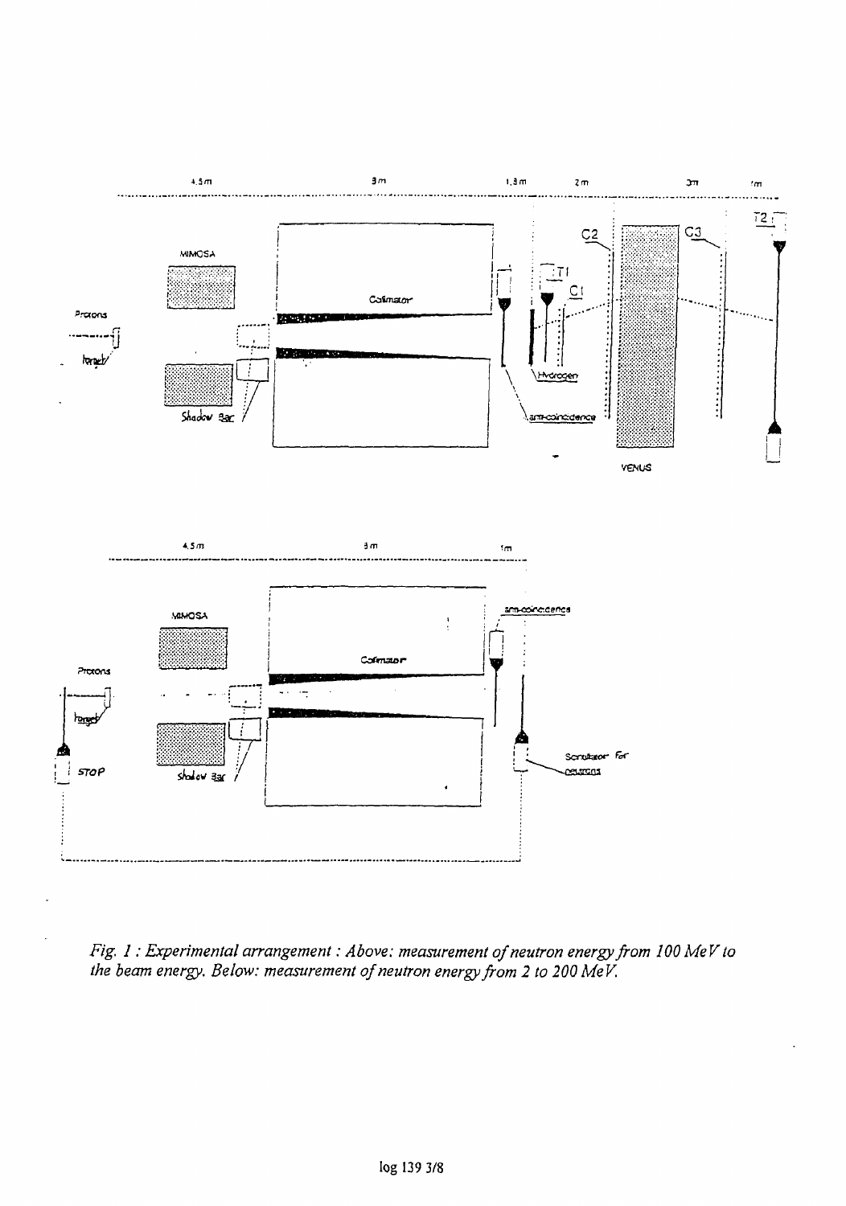*Fig. 1 : Experimental arrangement : Above: measurement of neutron energy from 100 MeV to the beam energy. Below: measurement of neutron energy from 2 to 200 MeV.*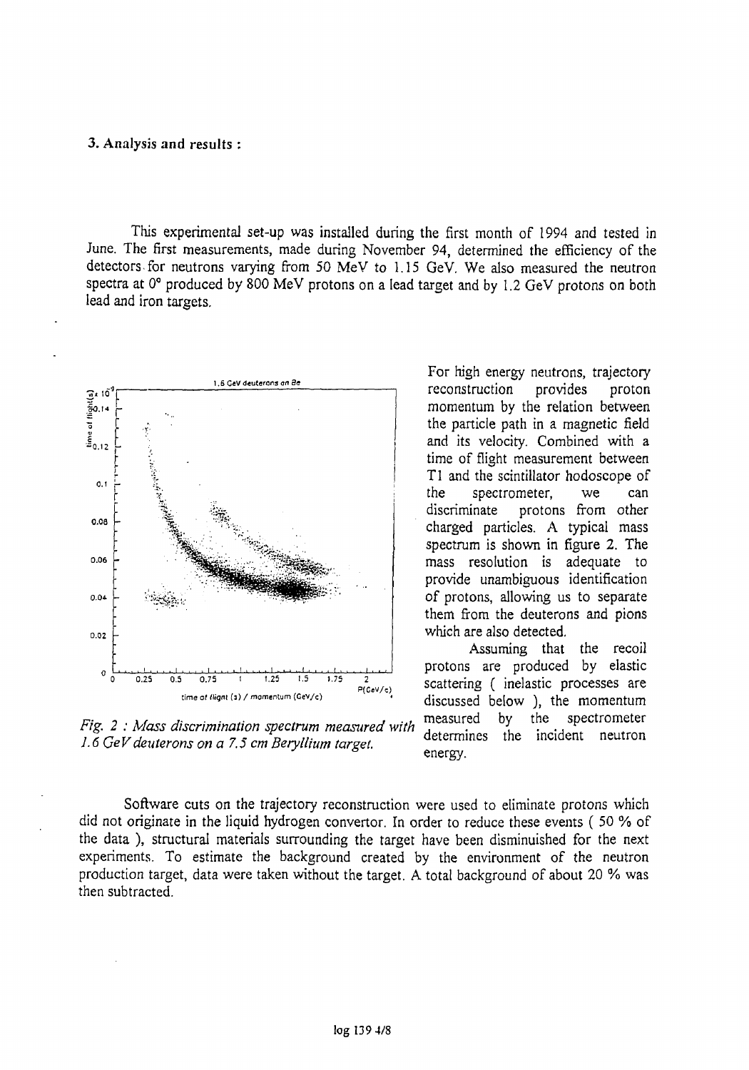### 3. Analysis and results :

This experimental set-up was installed during the first month of 1994 and tested in June. The first measurements, made during November 94, determined the efficiency of the detectors for neutrons varying from 50 MeV to 1.15 GeV. We also measured the neutron spectra at 0° produced by 800 MeV protons on a lead target and by 1.2 GeV protons on both lead and iron targets.

*Fig. 2 : Mass discrimination spectrum measured with 1.6 GeV deuterons on a 7.5 cm Beryllium target.*

For high energy neutrons, trajectory reconstruction provides proton momentum by the relation between the particle path in a magnetic field and its velocity. Combined with a time of flight measurement between T1 and the scintillator hodoscope of the spectrometer, we can discriminate protons from other charged particles. A typical mass spectrum is shown in figure 2. The mass resolution is adequate to provide unambiguous identification of protons, allowing us to separate them from the deuterons and pions which are also detected.

Assuming that the recoil protons are produced by elastic scattering ( inelastic processes are discussed below ), the momentum measured by the spectrometer determines the incident neutron energy.

Software cuts on the trajectory reconstruction were used to eliminate protons which did not originate in the liquid hydrogen convertor. In order to reduce these events ( 50 % of the data ), structural materials surrounding the target have been disminuished for the next experiments. To estimate the background created by the environment of the neutron production target, data were taken without the target. A total background of about 20 % was then subtracted.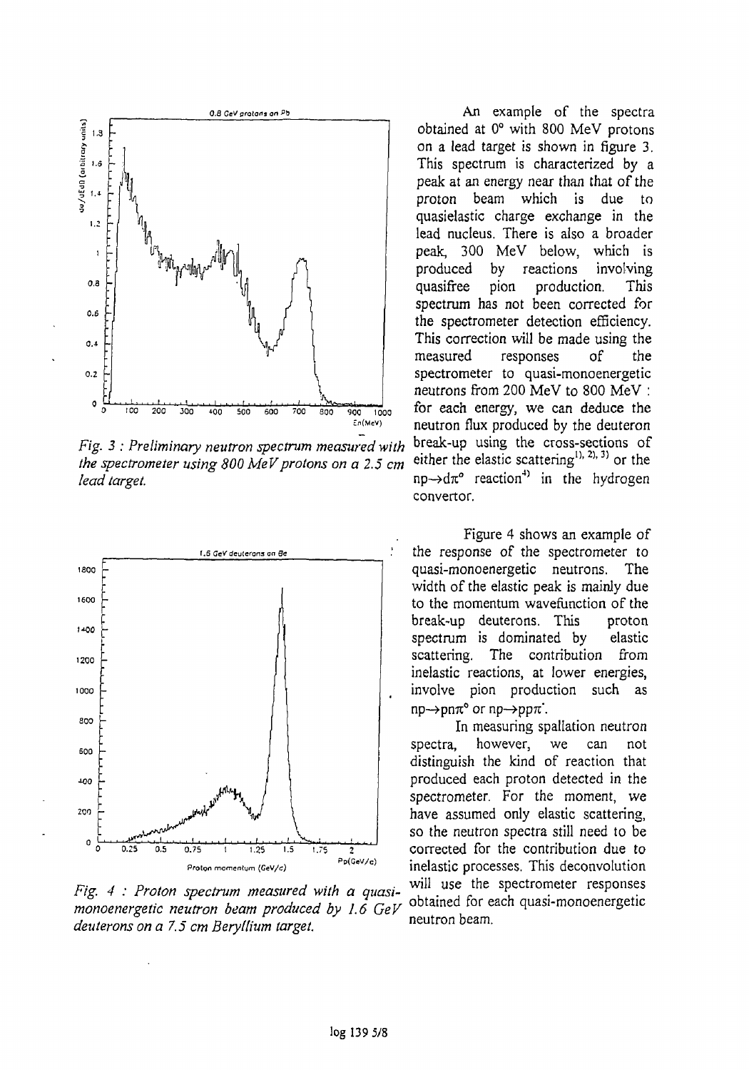*Fig. 3 : Preliminary neutron spectrum measured with the spectrometer using 800 MeV protons on a 2.5 cm lead target.*

*Fig. 4 : Proton spectrum measured with a quasi-monoenergetic neutron beam produced by 1.6 GeV deuterons on a 7.5 cm Beryllium target.*

An example of the spectra obtained at 0° with 800 MeV protons on a lead target is shown in figure 3. This spectrum is characterized by a peak at an energy near than that of the proton beam which is due to quasielastic charge exchange in the lead nucleus. There is also a broader peak, 300 MeV below, which is produced by reactions involving quasifree pion production. This spectrum has not been corrected for the spectrometer detection efficiency. This correction will be made using the measured responses of the spectrometer to quasi-monoenergetic neutrons from 200 MeV to 800 MeV : for each energy, we can deduce the neutron flux produced by the deuteron break-up using the cross-sections of either the elastic scattering[1), 2), 3)] or the $np \rightarrow d\pi^0$ reaction[4)] in the hydrogen convertor.

Figure 4 shows an example of the response of the spectrometer to quasi-monoenergetic neutrons. The width of the elastic peak is mainly due to the momentum wavefunction of the break-up deuterons. This proton spectrum is dominated by elastic scattering. The contribution from inelastic reactions, at lower energies, involve pion production such as $np \rightarrow pn\pi^0$ or $np \rightarrow pp\pi^-$.

In measuring spallation neutron spectra, however, we can not distinguish the kind of reaction that produced each proton detected in the spectrometer. For the moment, we have assumed only elastic scattering, so the neutron spectra still need to be corrected for the contribution due to inelastic processes. This deconvolution will use the spectrometer responses obtained for each quasi-monoenergetic neutron beam.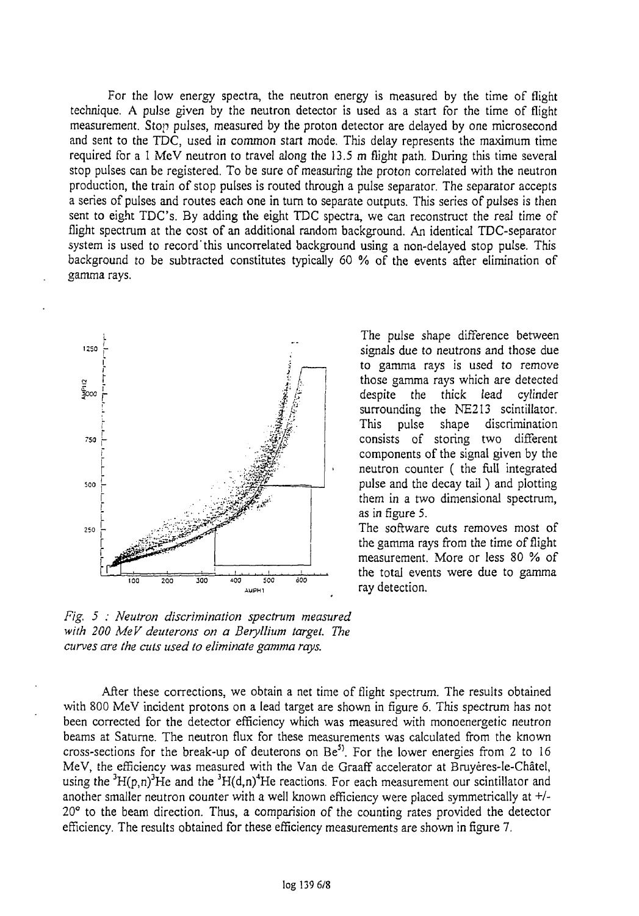For the low energy spectra, the neutron energy is measured by the time of flight technique. A pulse given by the neutron detector is used as a start for the time of flight measurement. Stop pulses, measured by the proton detector are delayed by one microsecond and sent to the TDC, used in common start mode. This delay represents the maximum time required for a 1 MeV neutron to travel along the 13.5 m flight path. During this time several stop pulses can be registered. To be sure of measuring the proton correlated with the neutron production, the train of stop pulses is routed through a pulse separator. The separator accepts a series of pulses and routes each one in turn to separate outputs. This series of pulses is then sent to eight TDC's. By adding the eight TDC spectra, we can reconstruct the real time of flight spectrum at the cost of an additional random background. An identical TDC-separator system is used to record this uncorrelated background using a non-delayed stop pulse. This background to be subtracted constitutes typically 60 % of the events after elimination of gamma rays.

The pulse shape difference between signals due to neutrons and those due to gamma rays is used to remove those gamma rays which are detected despite the thick lead cylinder surrounding the NE213 scintillator. This pulse shape discrimination consists of storing two different components of the signal given by the neutron counter ( the full integrated pulse and the decay tail ) and plotting them in a two dimensional spectrum, as in figure 5.

The software cuts removes most of the gamma rays from the time of flight measurement. More or less 80 % of the total events were due to gamma ray detection.

*Fig. 5 : Neutron discrimination spectrum measured with 200 MeV deuterons on a Beryllium target. The curves are the cuts used to eliminate gamma rays.*

After these corrections, we obtain a net time of flight spectrum. The results obtained with 800 MeV incident protons on a lead target are shown in figure 6. This spectrum has not been corrected for the detector efficiency which was measured with monoenergetic neutron beams at Saturne. The neutron flux for these measurements was calculated from the known cross-sections for the break-up of deuterons on Be[5]. For the lower energies from 2 to 16 MeV, the efficiency was measured with the Van de Graaff accelerator at Bruyères-le-Châtel, using the $^{3}H(p,n)^{3}He$ and the $^{3}H(d,n)^{4}He$ reactions. For each measurement our scintillator and another smaller neutron counter with a well known efficiency were placed symmetrically at +/- 20° to the beam direction. Thus, a comparision of the counting rates provided the detector efficiency. The results obtained for these efficiency measurements are shown in figure 7.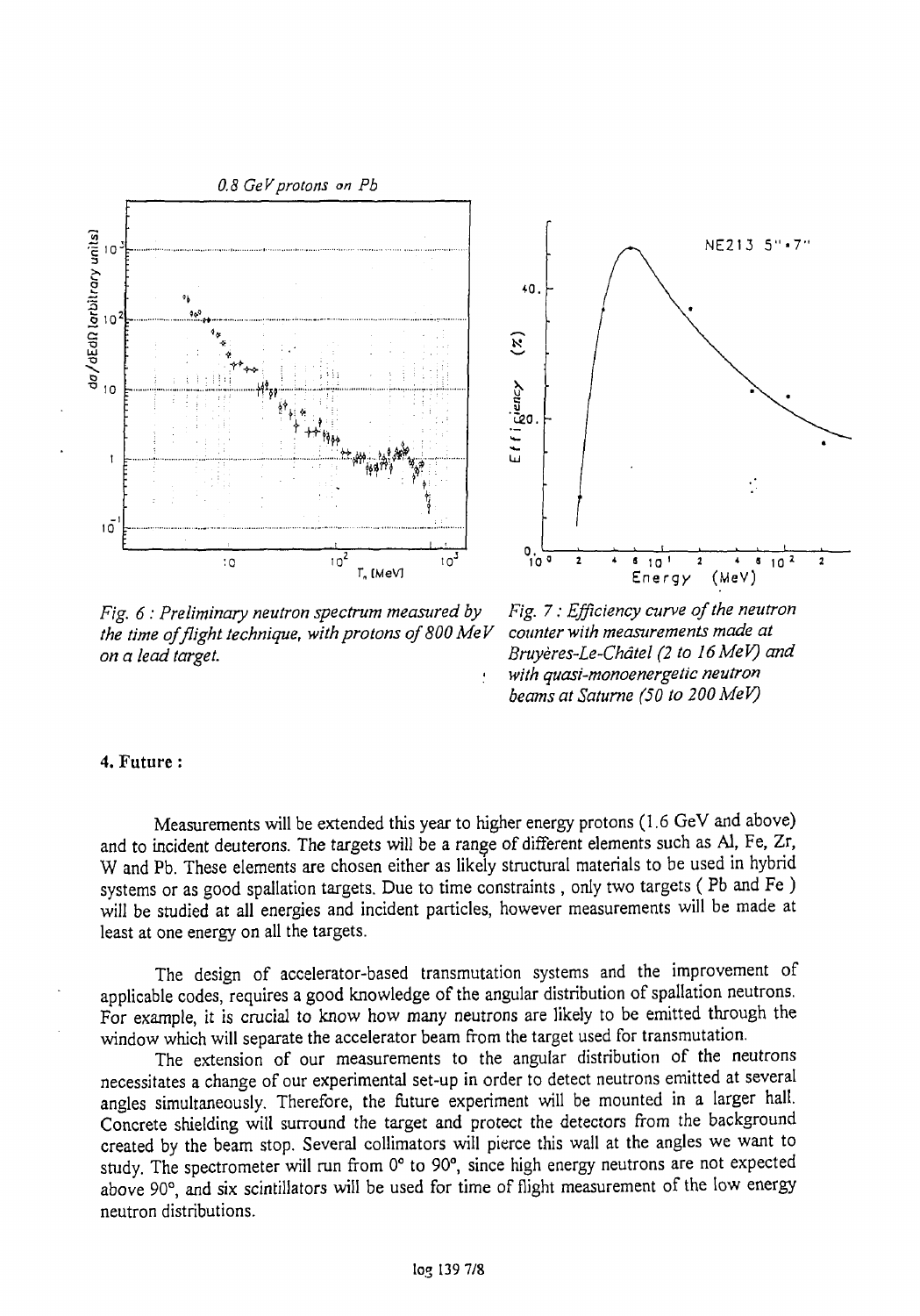*Fig. 6 : Preliminary neutron spectrum measured by the time of flight technique, with protons of 800 MeV on a lead target.*

*Fig. 7 : Efficiency curve of the neutron counter with measurements made at Bruyères-Le-Châtel (2 to 16 MeV) and with quasi-monoenergetic neutron beams at Saturne (50 to 200 MeV)*

#### 4. Future :

Measurements will be extended this year to higher energy protons (1.6 GeV and above) and to incident deuterons. The targets will be a range of different elements such as Al, Fe, Zr, W and Pb. These elements are chosen either as likely structural materials to be used in hybrid systems or as good spallation targets. Due to time constraints , only two targets ( Pb and Fe ) will be studied at all energies and incident particles, however measurements will be made at least at one energy on all the targets.

The design of accelerator-based transmutation systems and the improvement of applicable codes, requires a good knowledge of the angular distribution of spallation neutrons. For example, it is crucial to know how many neutrons are likely to be emitted through the window which will separate the accelerator beam from the target used for transmutation.

The extension of our measurements to the angular distribution of the neutrons necessitates a change of our experimental set-up in order to detect neutrons emitted at several angles simultaneously. Therefore, the future experiment will be mounted in a larger hall. Concrete shielding will surround the target and protect the detectors from the background created by the beam stop. Several collimators will pierce this wall at the angles we want to study. The spectrometer will run from 0° to 90°, since high energy neutrons are not expected above 90°, and six scintillators will be used for time of flight measurement of the low energy neutron distributions.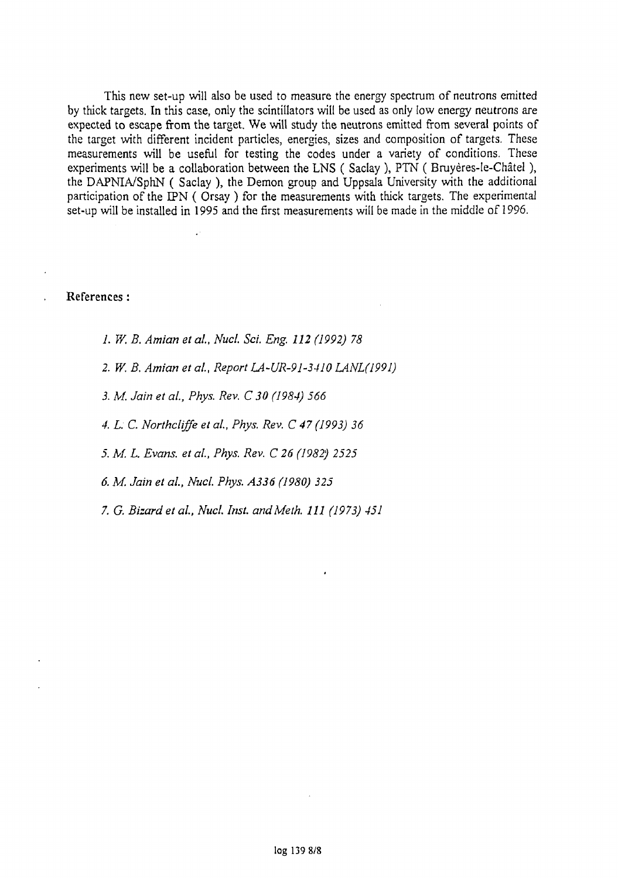This new set-up will also be used to measure the energy spectrum of neutrons emitted by thick targets. In this case, only the scintillators will be used as only low energy neutrons are expected to escape from the target. We will study the neutrons emitted from several points of the target with different incident particles, energies, sizes and composition of targets. These measurements will be useful for testing the codes under a variety of conditions. These experiments will be a collaboration between the LNS ( Saclay ), PTN ( Bruyères-le-Châtel ), the DAPNIA/SphN ( Saclay ), the Demon group and Uppsala University with the additional participation of the IPN ( Orsay ) for the measurements with thick targets. The experimental set-up will be installed in 1995 and the first measurements will be made in the middle of 1996.

**References :**

1. *W. B. Amian et al., Nucl. Sci. Eng. 112 (1992) 78*
2. *W. B. Amian et al., Report LA-UR-91-3410 LANL(1991)*
3. *M. Jain et al., Phys. Rev. C 30 (1984) 566*
4. *L. C. Northcliffe et al., Phys. Rev. C 47 (1993) 36*
5. *M. L. Evans. et al., Phys. Rev. C 26 (1982) 2525*
6. *M. Jain et al., Nucl. Phys. A336 (1980) 325*
7. *G. Bizard et al., Nucl. Inst. and Meth. 111 (1973) 451*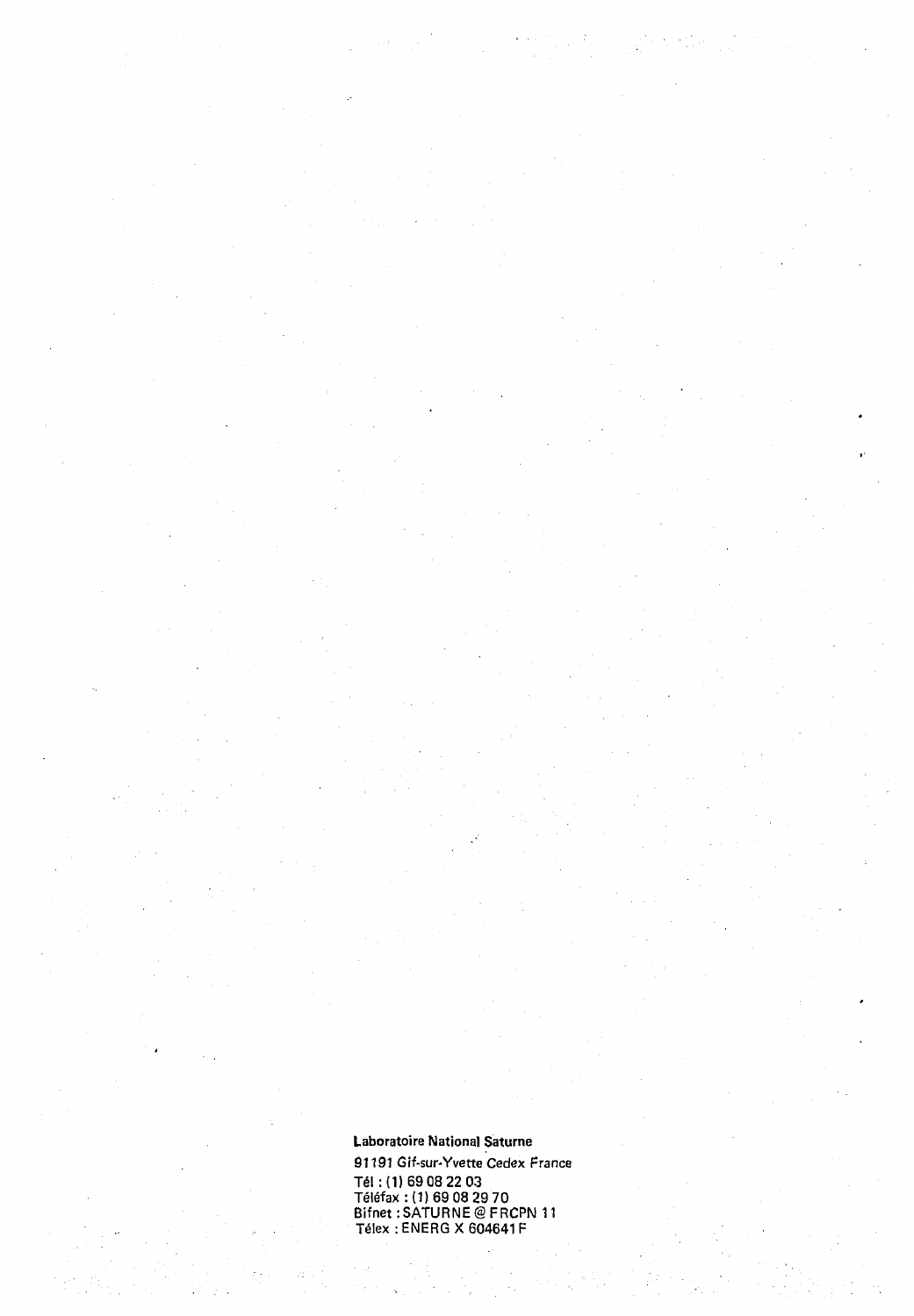**Laboratoire National Saturne**

91191 Gif-sur-Yvette Cedex France

Tél : (1) 69 08 22 03

Téléfax : (1) 69 08 29 70

Bifnet : SATURNE @ FRCPN 11

Télex : ENERG X 604641F